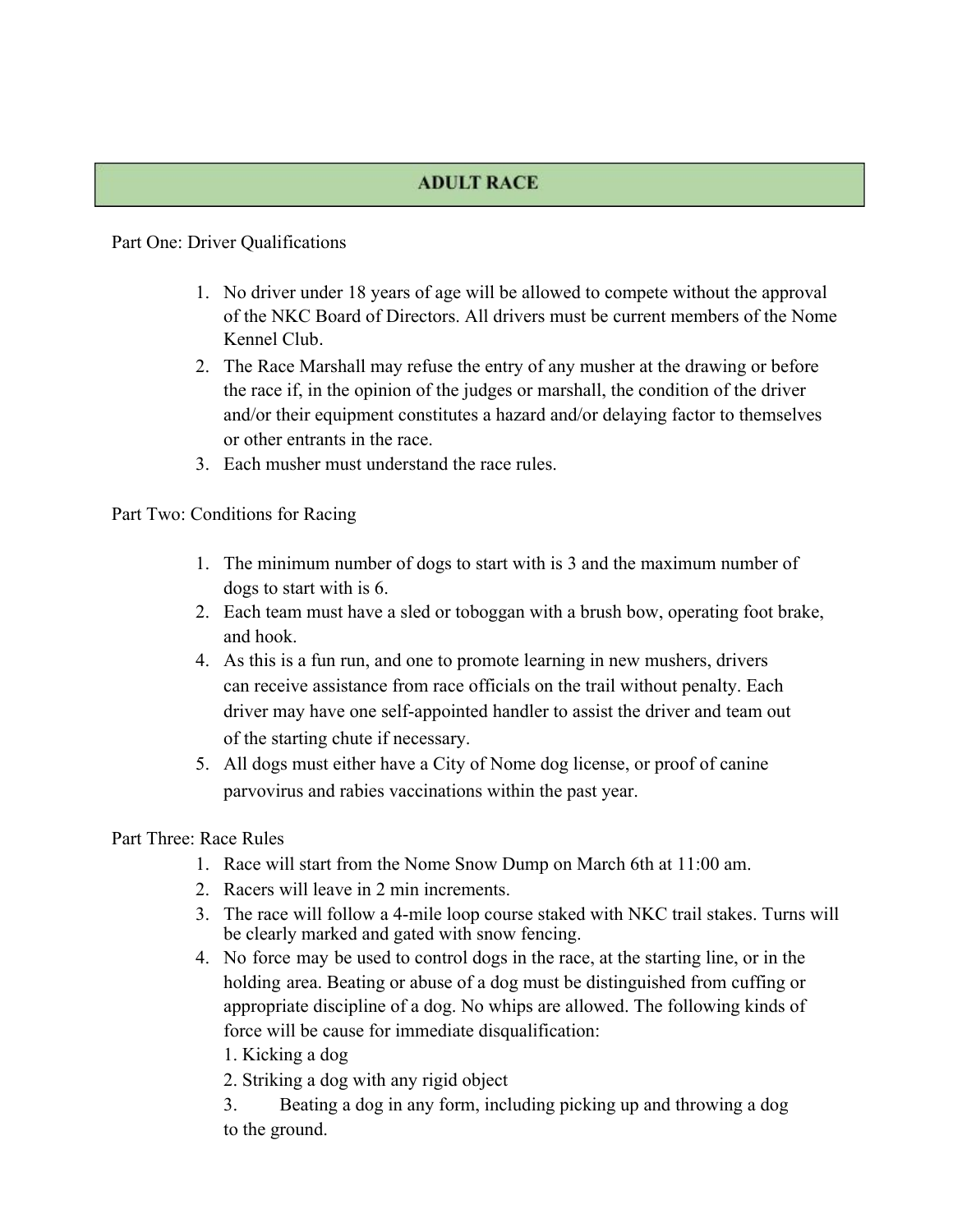# ADULT RACE

Part One: Driver Qualifications

1. No driver under 18 years of age will be allowed to compete without the approval of the NKC Board of Directors. All drivers must be current members of the Nome Kennel Club.
2. The Race Marshall may refuse the entry of any musher at the drawing or before the race if, in the opinion of the judges or marshall, the condition of the driver and/or their equipment constitutes a hazard and/or delaying factor to themselves or other entrants in the race.
3. Each musher must understand the race rules.

Part Two: Conditions for Racing

1. The minimum number of dogs to start with is 3 and the maximum number of dogs to start with is 6.
2. Each team must have a sled or toboggan with a brush bow, operating foot brake, and hook.
4. As this is a fun run, and one to promote learning in new mushers, drivers can receive assistance from race officials on the trail without penalty. Each driver may have one self-appointed handler to assist the driver and team out of the starting chute if necessary.
5. All dogs must either have a City of Nome dog license, or proof of canine parvovirus and rabies vaccinations within the past year.

Part Three: Race Rules

1. Race will start from the Nome Snow Dump on March 6th at 11:00 am.
2. Racers will leave in 2 min increments.
3. The race will follow a 4-mile loop course staked with NKC trail stakes. Turns will be clearly marked and gated with snow fencing.
4. No force may be used to control dogs in the race, at the starting line, or in the holding area. Beating or abuse of a dog must be distinguished from cuffing or appropriate discipline of a dog. No whips are allowed. The following kinds of force will be cause for immediate disqualification:
   1. Kicking a dog
   2. Striking a dog with any rigid object
   3. Beating a dog in any form, including picking up and throwing a dog to the ground.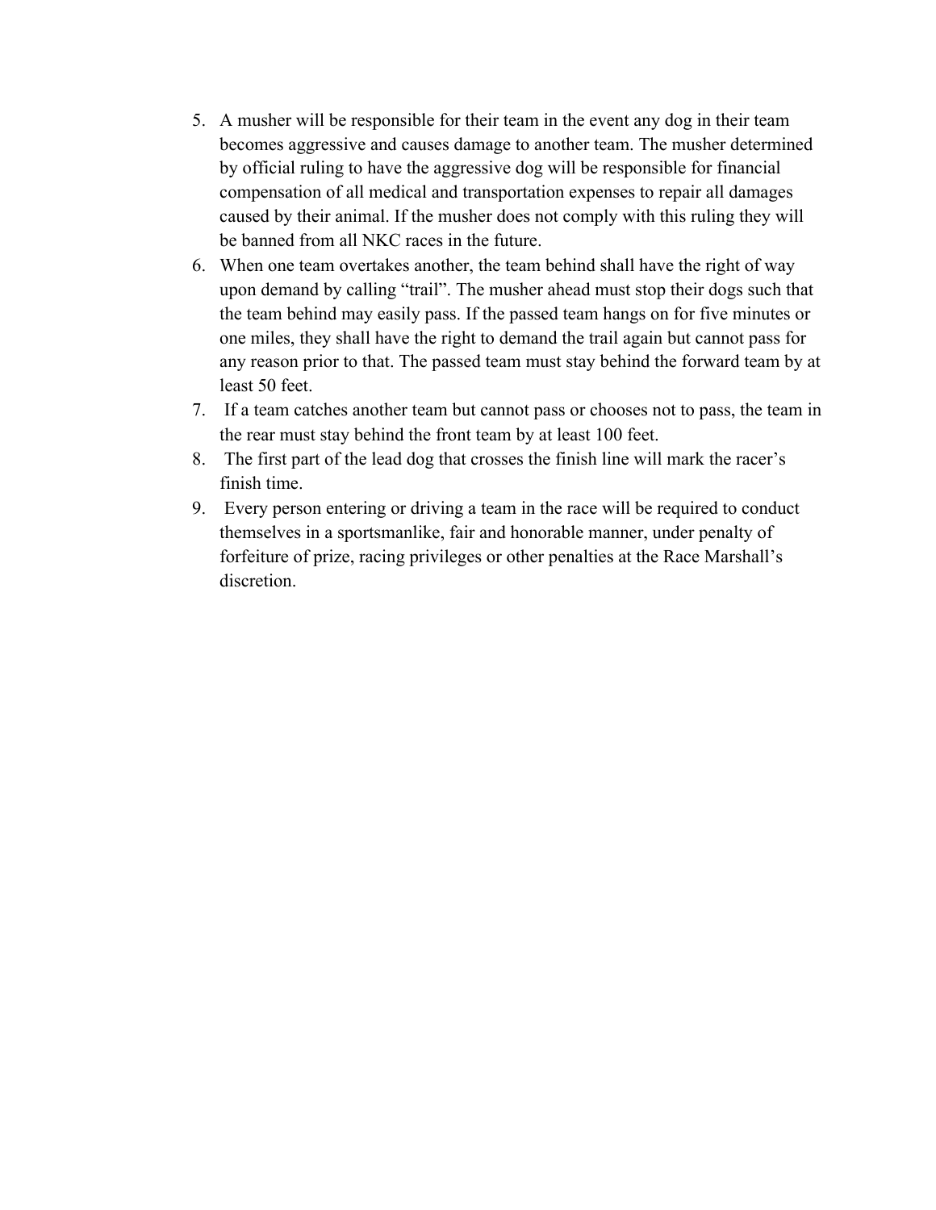5. A musher will be responsible for their team in the event any dog in their team becomes aggressive and causes damage to another team. The musher determined by official ruling to have the aggressive dog will be responsible for financial compensation of all medical and transportation expenses to repair all damages caused by their animal. If the musher does not comply with this ruling they will be banned from all NKC races in the future.
6. When one team overtakes another, the team behind shall have the right of way upon demand by calling “trail”. The musher ahead must stop their dogs such that the team behind may easily pass. If the passed team hangs on for five minutes or one miles, they shall have the right to demand the trail again but cannot pass for any reason prior to that. The passed team must stay behind the forward team by at least 50 feet.
7. If a team catches another team but cannot pass or chooses not to pass, the team in the rear must stay behind the front team by at least 100 feet.
8. The first part of the lead dog that crosses the finish line will mark the racer’s finish time.
9. Every person entering or driving a team in the race will be required to conduct themselves in a sportsmanlike, fair and honorable manner, under penalty of forfeiture of prize, racing privileges or other penalties at the Race Marshall’s discretion.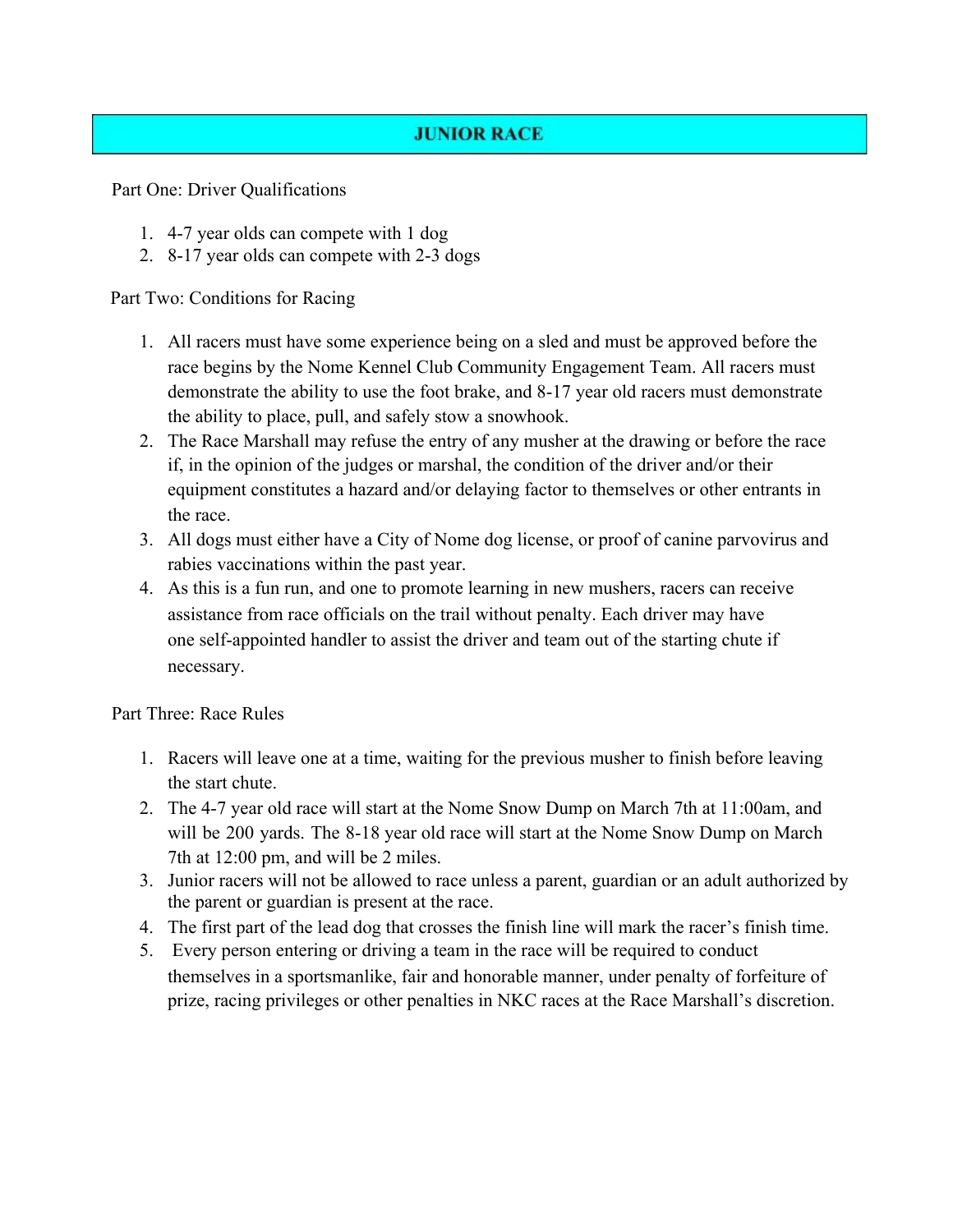# JUNIOR RACE

Part One: Driver Qualifications

1. 4-7 year olds can compete with 1 dog
2. 8-17 year olds can compete with 2-3 dogs

Part Two: Conditions for Racing

1. All racers must have some experience being on a sled and must be approved before the race begins by the Nome Kennel Club Community Engagement Team. All racers must demonstrate the ability to use the foot brake, and 8-17 year old racers must demonstrate the ability to place, pull, and safely stow a snowhook.
2. The Race Marshall may refuse the entry of any musher at the drawing or before the race if, in the opinion of the judges or marshal, the condition of the driver and/or their equipment constitutes a hazard and/or delaying factor to themselves or other entrants in the race.
3. All dogs must either have a City of Nome dog license, or proof of canine parvovirus and rabies vaccinations within the past year.
4. As this is a fun run, and one to promote learning in new mushers, racers can receive assistance from race officials on the trail without penalty. Each driver may have one self-appointed handler to assist the driver and team out of the starting chute if necessary.

Part Three: Race Rules

1. Racers will leave one at a time, waiting for the previous musher to finish before leaving the start chute.
2. The 4-7 year old race will start at the Nome Snow Dump on March 7th at 11:00am, and will be 200 yards. The 8-18 year old race will start at the Nome Snow Dump on March 7th at 12:00 pm, and will be 2 miles.
3. Junior racers will not be allowed to race unless a parent, guardian or an adult authorized by the parent or guardian is present at the race.
4. The first part of the lead dog that crosses the finish line will mark the racer's finish time.
5. Every person entering or driving a team in the race will be required to conduct themselves in a sportsmanlike, fair and honorable manner, under penalty of forfeiture of prize, racing privileges or other penalties in NKC races at the Race Marshall's discretion.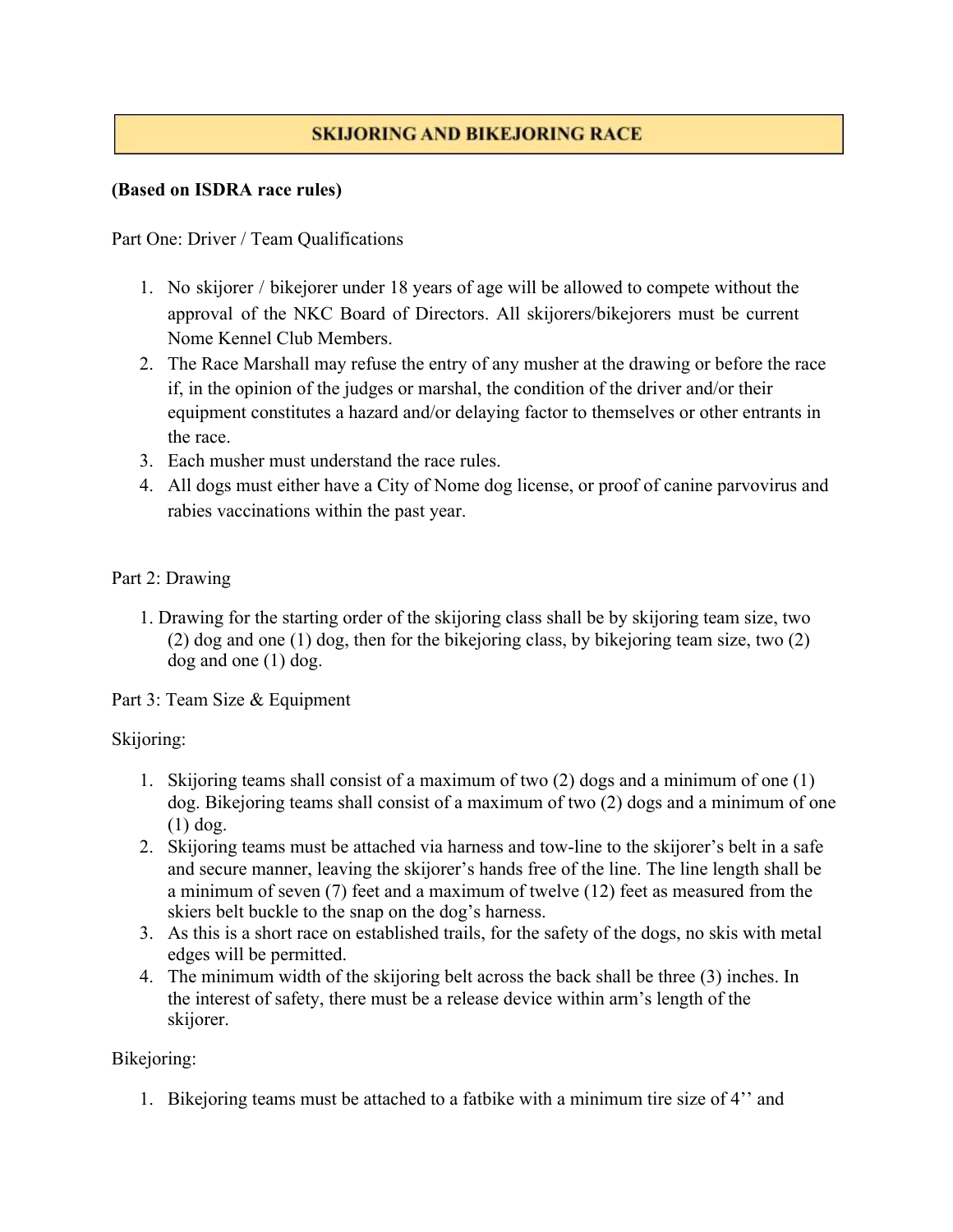# SKIJORING AND BIKEJORING RACE

**(Based on ISDRA race rules)**

Part One: Driver / Team Qualifications

1. No skijorer / bikejorer under 18 years of age will be allowed to compete without the approval of the NKC Board of Directors. All skijorers/bikejorers must be current Nome Kennel Club Members.
2. The Race Marshall may refuse the entry of any musher at the drawing or before the race if, in the opinion of the judges or marshal, the condition of the driver and/or their equipment constitutes a hazard and/or delaying factor to themselves or other entrants in the race.
3. Each musher must understand the race rules.
4. All dogs must either have a City of Nome dog license, or proof of canine parvovirus and rabies vaccinations within the past year.

Part 2: Drawing

1. Drawing for the starting order of the skijoring class shall be by skijoring team size, two (2) dog and one (1) dog, then for the bikejoring class, by bikejoring team size, two (2) dog and one (1) dog.

Part 3: Team Size & Equipment

Skijoring:

1. Skijoring teams shall consist of a maximum of two (2) dogs and a minimum of one (1) dog. Bikejoring teams shall consist of a maximum of two (2) dogs and a minimum of one (1) dog.
2. Skijoring teams must be attached via harness and tow-line to the skijorer's belt in a safe and secure manner, leaving the skijorer's hands free of the line. The line length shall be a minimum of seven (7) feet and a maximum of twelve (12) feet as measured from the skiers belt buckle to the snap on the dog's harness.
3. As this is a short race on established trails, for the safety of the dogs, no skis with metal edges will be permitted.
4. The minimum width of the skijoring belt across the back shall be three (3) inches. In the interest of safety, there must be a release device within arm's length of the skijorer.

Bikejoring:

1. Bikejoring teams must be attached to a fatbike with a minimum tire size of 4'' and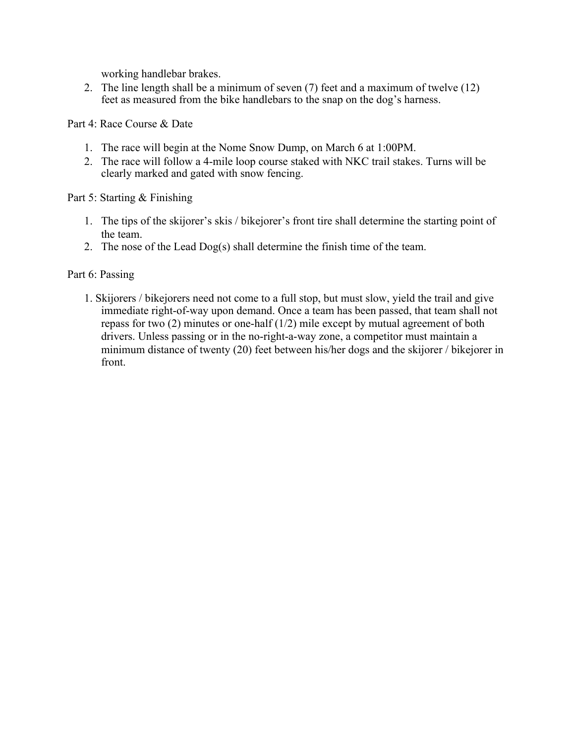working handlebar brakes.

2. The line length shall be a minimum of seven (7) feet and a maximum of twelve (12) feet as measured from the bike handlebars to the snap on the dog's harness.

Part 4: Race Course & Date

1. The race will begin at the Nome Snow Dump, on March 6 at 1:00PM.
2. The race will follow a 4-mile loop course staked with NKC trail stakes. Turns will be clearly marked and gated with snow fencing.

Part 5: Starting & Finishing

1. The tips of the skijorer's skis / bikejorer's front tire shall determine the starting point of the team.
2. The nose of the Lead Dog(s) shall determine the finish time of the team.

Part 6: Passing

1. Skijorers / bikejorers need not come to a full stop, but must slow, yield the trail and give immediate right-of-way upon demand. Once a team has been passed, that team shall not repass for two (2) minutes or one-half (1/2) mile except by mutual agreement of both drivers. Unless passing or in the no-right-a-way zone, a competitor must maintain a minimum distance of twenty (20) feet between his/her dogs and the skijorer / bikejorer in front.